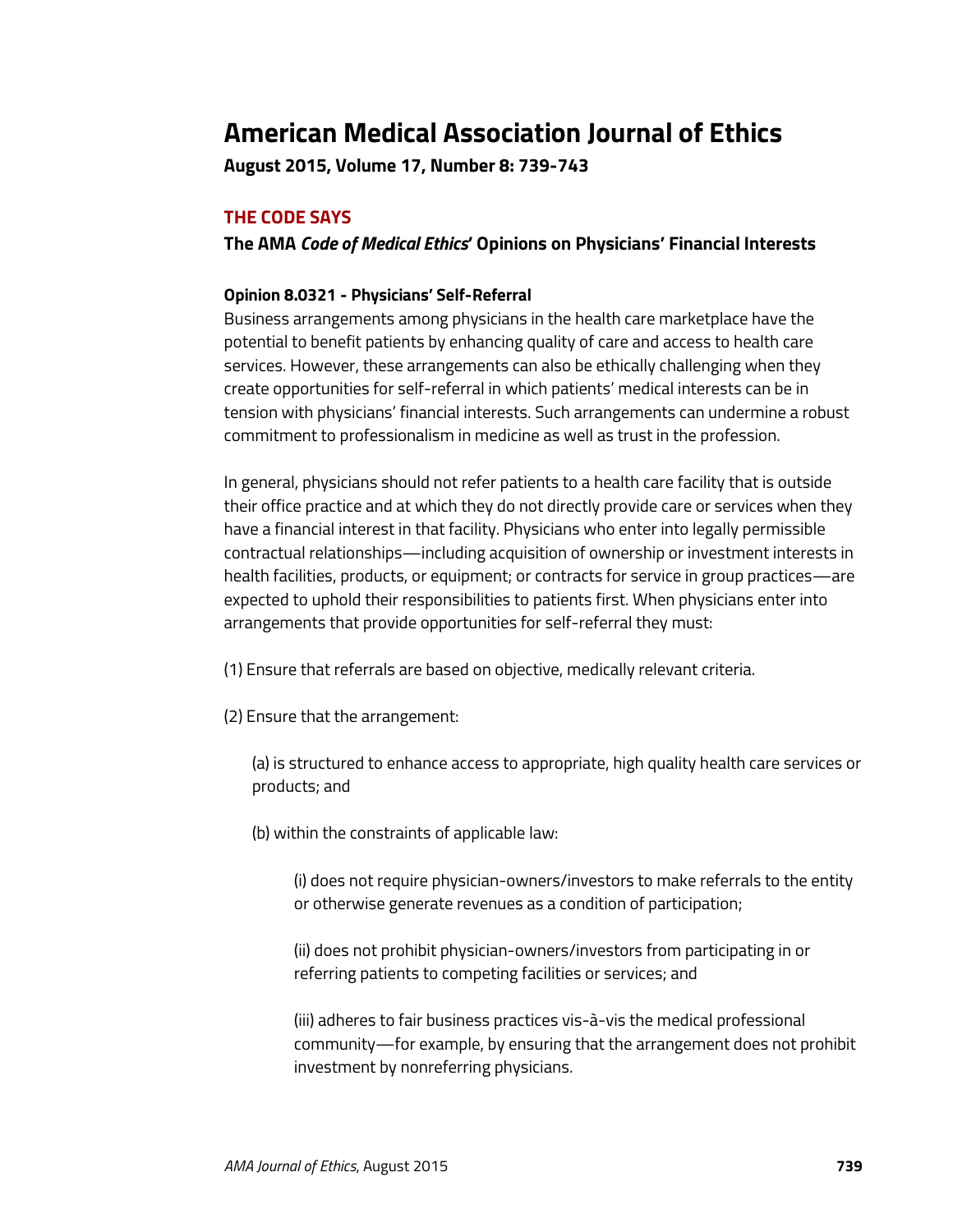# American Medical Association Journal of Ethics

**August 2015, Volume 17, Number 8: 739-743**

## THE CODE SAYS

### The AMA *Code of Medical Ethics*' Opinions on Physicians' Financial Interests

#### Opinion 8.0321 - Physicians' Self-Referral

Business arrangements among physicians in the health care marketplace have the potential to benefit patients by enhancing quality of care and access to health care services. However, these arrangements can also be ethically challenging when they create opportunities for self-referral in which patients' medical interests can be in tension with physicians' financial interests. Such arrangements can undermine a robust commitment to professionalism in medicine as well as trust in the profession.

In general, physicians should not refer patients to a health care facility that is outside their office practice and at which they do not directly provide care or services when they have a financial interest in that facility. Physicians who enter into legally permissible contractual relationships—including acquisition of ownership or investment interests in health facilities, products, or equipment; or contracts for service in group practices—are expected to uphold their responsibilities to patients first. When physicians enter into arrangements that provide opportunities for self-referral they must:

(1) Ensure that referrals are based on objective, medically relevant criteria.

(2) Ensure that the arrangement:

> (a) is structured to enhance access to appropriate, high quality health care services or products; and
>
> (b) within the constraints of applicable law:
>
> > (i) does not require physician-owners/investors to make referrals to the entity or otherwise generate revenues as a condition of participation;
> >
> > (ii) does not prohibit physician-owners/investors from participating in or referring patients to competing facilities or services; and
> >
> > (iii) adheres to fair business practices vis-à-vis the medical professional community—for example, by ensuring that the arrangement does not prohibit investment by nonreferring physicians.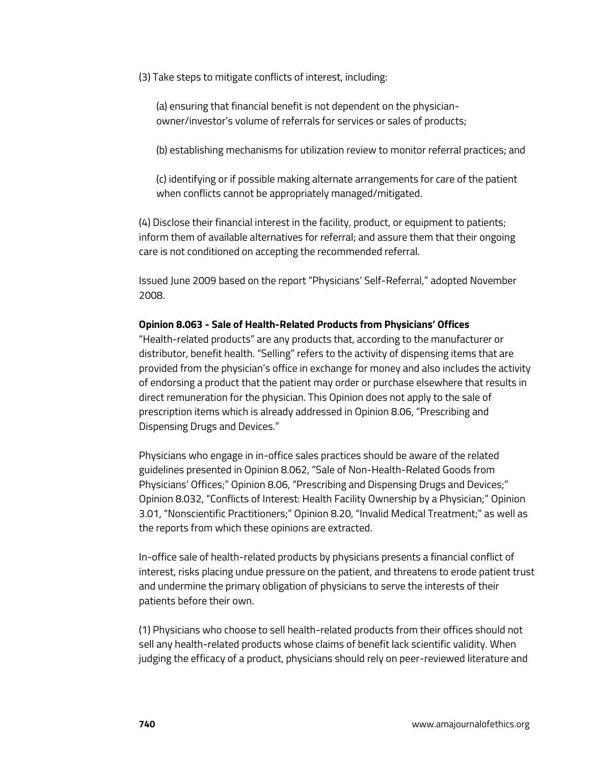(3) Take steps to mitigate conflicts of interest, including:

(a) ensuring that financial benefit is not dependent on the physician-owner/investor's volume of referrals for services or sales of products;

(b) establishing mechanisms for utilization review to monitor referral practices; and

(c) identifying or if possible making alternate arrangements for care of the patient when conflicts cannot be appropriately managed/mitigated.

(4) Disclose their financial interest in the facility, product, or equipment to patients; inform them of available alternatives for referral; and assure them that their ongoing care is not conditioned on accepting the recommended referral.

Issued June 2009 based on the report "Physicians' Self-Referral," adopted November 2008.

**Opinion 8.063 - Sale of Health-Related Products from Physicians' Offices**

"Health-related products" are any products that, according to the manufacturer or distributor, benefit health. "Selling" refers to the activity of dispensing items that are provided from the physician's office in exchange for money and also includes the activity of endorsing a product that the patient may order or purchase elsewhere that results in direct remuneration for the physician. This Opinion does not apply to the sale of prescription items which is already addressed in Opinion 8.06, "Prescribing and Dispensing Drugs and Devices."

Physicians who engage in in-office sales practices should be aware of the related guidelines presented in Opinion 8.062, "Sale of Non-Health-Related Goods from Physicians' Offices;" Opinion 8.06, "Prescribing and Dispensing Drugs and Devices;" Opinion 8.032, "Conflicts of Interest: Health Facility Ownership by a Physician;" Opinion 3.01, "Nonscientific Practitioners;" Opinion 8.20, "Invalid Medical Treatment;" as well as the reports from which these opinions are extracted.

In-office sale of health-related products by physicians presents a financial conflict of interest, risks placing undue pressure on the patient, and threatens to erode patient trust and undermine the primary obligation of physicians to serve the interests of their patients before their own.

(1) Physicians who choose to sell health-related products from their offices should not sell any health-related products whose claims of benefit lack scientific validity. When judging the efficacy of a product, physicians should rely on peer-reviewed literature and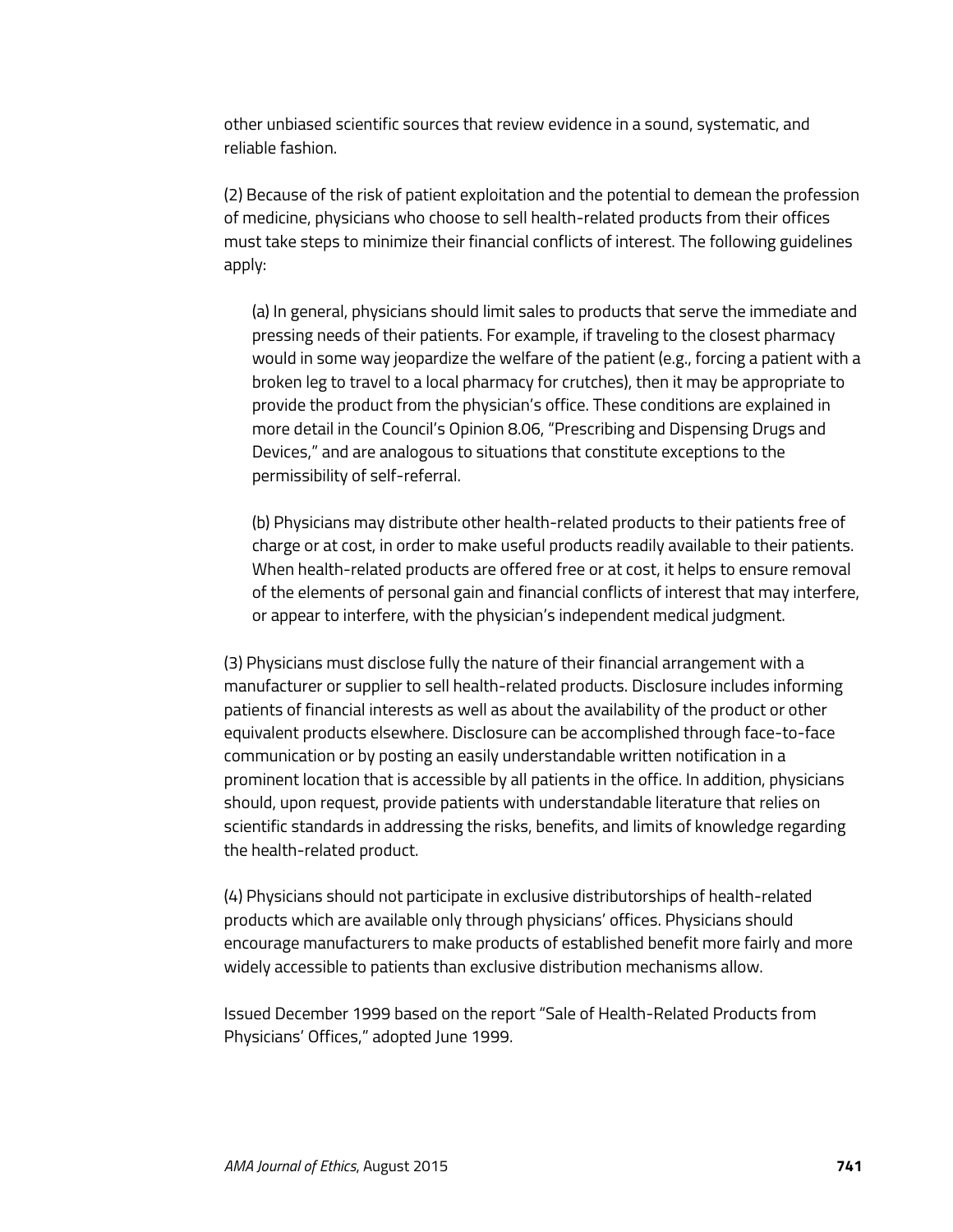other unbiased scientific sources that review evidence in a sound, systematic, and reliable fashion.

(2) Because of the risk of patient exploitation and the potential to demean the profession of medicine, physicians who choose to sell health-related products from their offices must take steps to minimize their financial conflicts of interest. The following guidelines apply:

> (a) In general, physicians should limit sales to products that serve the immediate and pressing needs of their patients. For example, if traveling to the closest pharmacy would in some way jeopardize the welfare of the patient (e.g., forcing a patient with a broken leg to travel to a local pharmacy for crutches), then it may be appropriate to provide the product from the physician's office. These conditions are explained in more detail in the Council's Opinion 8.06, "Prescribing and Dispensing Drugs and Devices," and are analogous to situations that constitute exceptions to the permissibility of self-referral.
>
> (b) Physicians may distribute other health-related products to their patients free of charge or at cost, in order to make useful products readily available to their patients. When health-related products are offered free or at cost, it helps to ensure removal of the elements of personal gain and financial conflicts of interest that may interfere, or appear to interfere, with the physician's independent medical judgment.

(3) Physicians must disclose fully the nature of their financial arrangement with a manufacturer or supplier to sell health-related products. Disclosure includes informing patients of financial interests as well as about the availability of the product or other equivalent products elsewhere. Disclosure can be accomplished through face-to-face communication or by posting an easily understandable written notification in a prominent location that is accessible by all patients in the office. In addition, physicians should, upon request, provide patients with understandable literature that relies on scientific standards in addressing the risks, benefits, and limits of knowledge regarding the health-related product.

(4) Physicians should not participate in exclusive distributorships of health-related products which are available only through physicians' offices. Physicians should encourage manufacturers to make products of established benefit more fairly and more widely accessible to patients than exclusive distribution mechanisms allow.

Issued December 1999 based on the report "Sale of Health-Related Products from Physicians' Offices," adopted June 1999.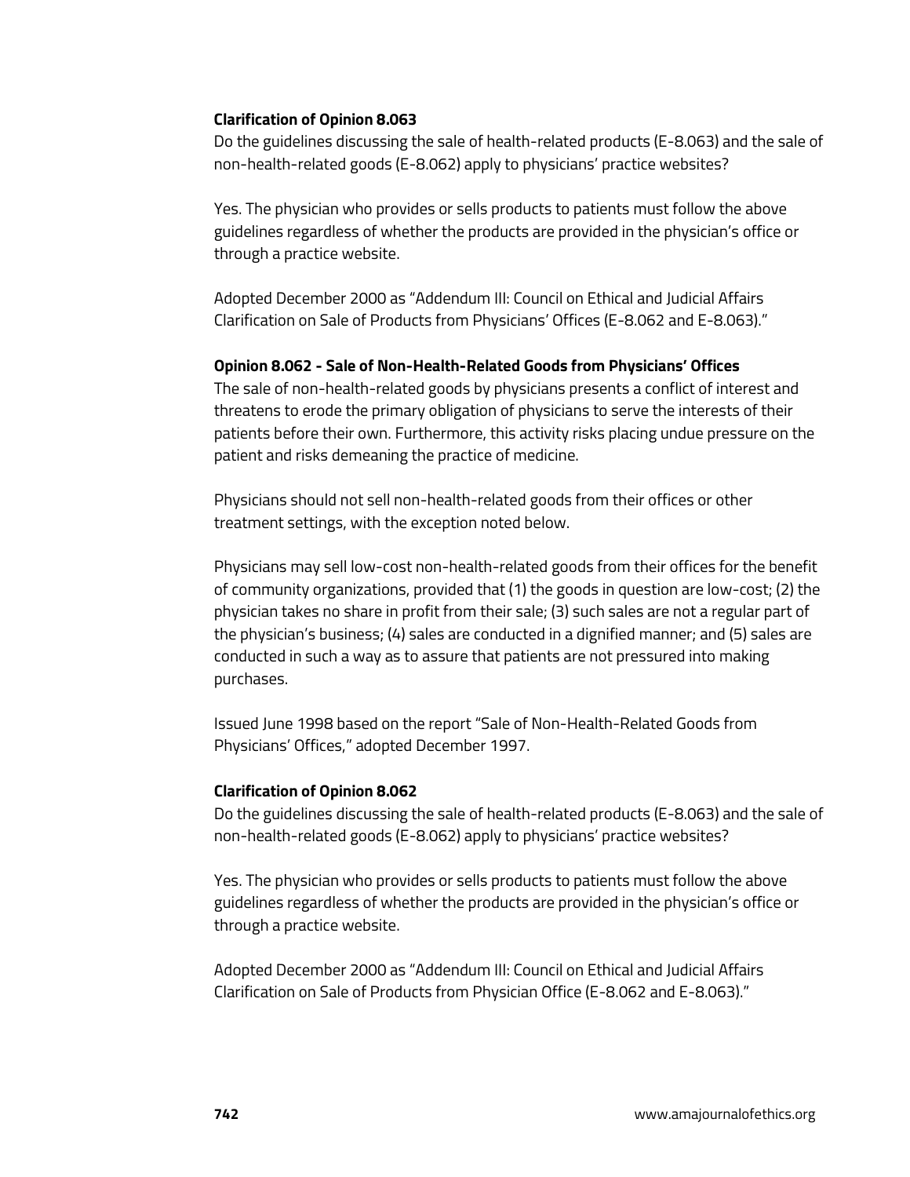**Clarification of Opinion 8.063**

Do the guidelines discussing the sale of health-related products (E-8.063) and the sale of non-health-related goods (E-8.062) apply to physicians' practice websites?

Yes. The physician who provides or sells products to patients must follow the above guidelines regardless of whether the products are provided in the physician's office or through a practice website.

Adopted December 2000 as "Addendum III: Council on Ethical and Judicial Affairs Clarification on Sale of Products from Physicians' Offices (E-8.062 and E-8.063)."

**Opinion 8.062 - Sale of Non-Health-Related Goods from Physicians' Offices**

The sale of non-health-related goods by physicians presents a conflict of interest and threatens to erode the primary obligation of physicians to serve the interests of their patients before their own. Furthermore, this activity risks placing undue pressure on the patient and risks demeaning the practice of medicine.

Physicians should not sell non-health-related goods from their offices or other treatment settings, with the exception noted below.

Physicians may sell low-cost non-health-related goods from their offices for the benefit of community organizations, provided that (1) the goods in question are low-cost; (2) the physician takes no share in profit from their sale; (3) such sales are not a regular part of the physician's business; (4) sales are conducted in a dignified manner; and (5) sales are conducted in such a way as to assure that patients are not pressured into making purchases.

Issued June 1998 based on the report "Sale of Non-Health-Related Goods from Physicians' Offices," adopted December 1997.

**Clarification of Opinion 8.062**

Do the guidelines discussing the sale of health-related products (E-8.063) and the sale of non-health-related goods (E-8.062) apply to physicians' practice websites?

Yes. The physician who provides or sells products to patients must follow the above guidelines regardless of whether the products are provided in the physician's office or through a practice website.

Adopted December 2000 as "Addendum III: Council on Ethical and Judicial Affairs Clarification on Sale of Products from Physician Office (E-8.062 and E-8.063)."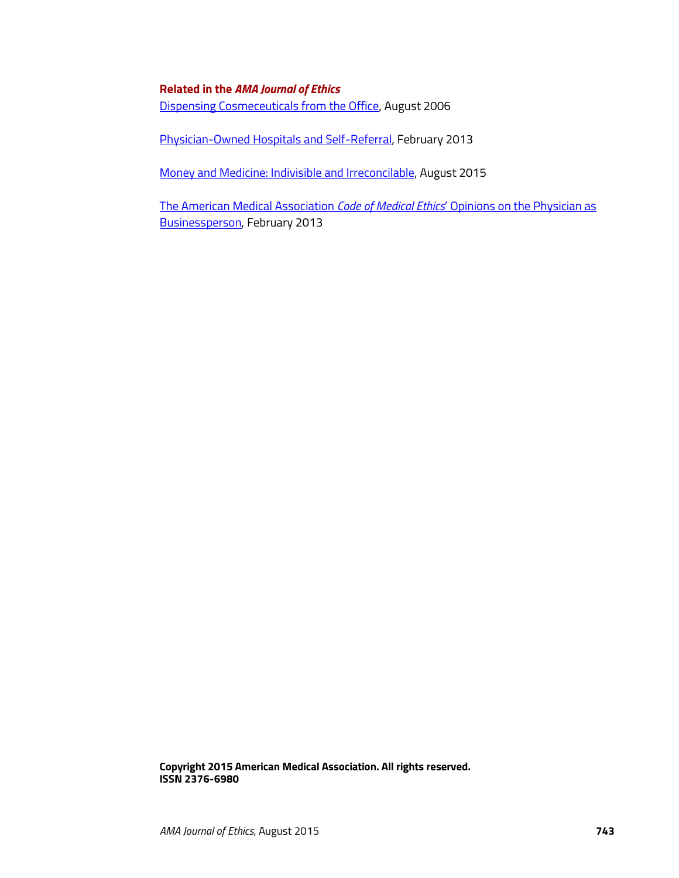**Related in the *AMA Journal of Ethics***

Dispensing Cosmeceuticals from the Office, August 2006

Physician-Owned Hospitals and Self-Referral, February 2013

Money and Medicine: Indivisible and Irreconcilable, August 2015

The American Medical Association *Code of Medical Ethics*' Opinions on the Physician as Businessperson, February 2013

**Copyright 2015 American Medical Association. All rights reserved.**
**ISSN 2376-6980**